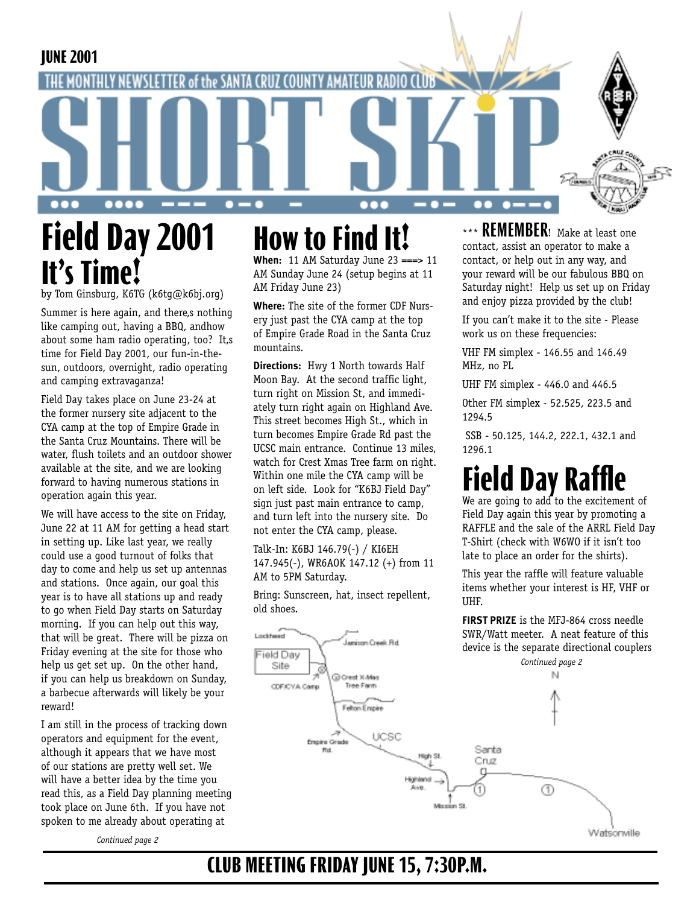JUNE 2001

THE MONTHLY NEWSLETTER of the SANTA CRUZ COUNTY AMATEUR RADIO CLUB

# SHORT SKiP

# Field Day 2001 It's Time!

by Tom Ginsburg, K6TG (k6tg@k6bj.org)

Summer is here again, and there,s nothing like camping out, having a BBQ, andhow about some ham radio operating, too? It,s time for Field Day 2001, our fun-in-the-sun, outdoors, overnight, radio operating and camping extravaganza!

Field Day takes place on June 23-24 at the former nursery site adjacent to the CYA camp at the top of Empire Grade in the Santa Cruz Mountains. There will be water, flush toilets and an outdoor shower available at the site, and we are looking forward to having numerous stations in operation again this year.

We will have access to the site on Friday, June 22 at 11 AM for getting a head start in setting up. Like last year, we really could use a good turnout of folks that day to come and help us set up antennas and stations. Once again, our goal this year is to have all stations up and ready to go when Field Day starts on Saturday morning. If you can help out this way, that will be great. There will be pizza on Friday evening at the site for those who help us get set up. On the other hand, if you can help us breakdown on Sunday, a barbecue afterwards will likely be your reward!

I am still in the process of tracking down operators and equipment for the event, although it appears that we have most of our stations are pretty well set. We will have a better idea by the time you read this, as a Field Day planning meeting took place on June 6th. If you have not spoken to me already about operating at

*Continued page 2*

# How to Find It!

**When:** 11 AM Saturday June 23 ===> 11 AM Sunday June 24 (setup begins at 11 AM Friday June 23)

**Where:** The site of the former CDF Nursery just past the CYA camp at the top of Empire Grade Road in the Santa Cruz mountains.

**Directions:** Hwy 1 North towards Half Moon Bay. At the second traffic light, turn right on Mission St, and immediately turn right again on Highland Ave. This street becomes High St., which in turn becomes Empire Grade Rd past the UCSC main entrance. Continue 13 miles, watch for Crest Xmas Tree farm on right. Within one mile the CYA camp will be on left side. Look for "K6BJ Field Day" sign just past main entrance to camp, and turn left into the nursery site. Do not enter the CYA camp, please.

Talk-In: K6BJ 146.79(-) / KI6EH 147.945(-), WR6AOK 147.12 (+) from 11 AM to 5PM Saturday.

Bring: Sunscreen, hat, insect repellent, old shoes.

*** **REMEMBER**! Make at least one contact, assist an operator to make a contact, or help out in any way, and your reward will be our fabulous BBQ on Saturday night! Help us set up on Friday and enjoy pizza provided by the club!

If you can't make it to the site - Please work us on these frequencies:

VHF FM simplex - 146.55 and 146.49 MHz, no PL

UHF FM simplex - 446.0 and 446.5

Other FM simplex - 52.525, 223.5 and 1294.5

SSB - 50.125, 144.2, 222.1, 432.1 and 1296.1

# Field Day Raffle

We are going to add to the excitement of Field Day again this year by promoting a RAFFLE and the sale of the ARRL Field Day T-Shirt (check with W6WO if it isn't too late to place an order for the shirts).

This year the raffle will feature valuable items whether your interest is HF, VHF or UHF.

**FIRST PRIZE** is the MFJ-864 cross needle SWR/Watt meeter. A neat feature of this device is the separate directional couplers

*Continued page 2*

**CLUB MEETING FRIDAY JUNE 15, 7:30P.M.**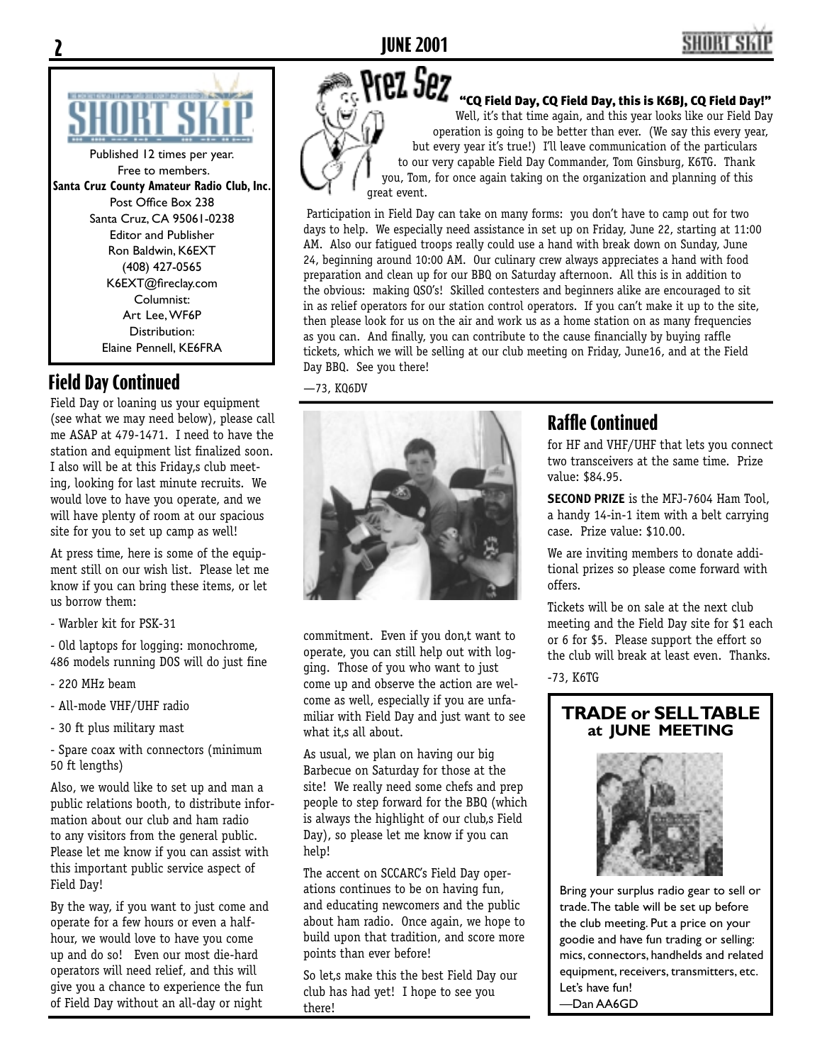Published 12 times per year.
Free to members.
**Santa Cruz County Amateur Radio Club, Inc.**
Post Office Box 238
Santa Cruz, CA 95061-0238
Editor and Publisher
Ron Baldwin, K6EXT
(408) 427-0565
K6EXT@fireclay.com
Columnist:
Art Lee, WF6P
Distribution:
Elaine Pennell, KE6FRA

## Prez Sez

**"CQ Field Day, CQ Field Day, this is K6BJ, CQ Field Day!"**

Well, it's that time again, and this year looks like our Field Day operation is going to be better than ever. (We say this every year, but every year it's true!) I'll leave communication of the particulars to our very capable Field Day Commander, Tom Ginsburg, K6TG. Thank you, Tom, for once again taking on the organization and planning of this great event.

Participation in Field Day can take on many forms: you don't have to camp out for two days to help. We especially need assistance in set up on Friday, June 22, starting at 11:00 AM. Also our fatigued troops really could use a hand with break down on Sunday, June 24, beginning around 10:00 AM. Our culinary crew always appreciates a hand with food preparation and clean up for our BBQ on Saturday afternoon. All this is in addition to the obvious: making QSO's! Skilled contesters and beginners alike are encouraged to sit in as relief operators for our station control operators. If you can't make it up to the site, then please look for us on the air and work us as a home station on as many frequencies as you can. And finally, you can contribute to the cause financially by buying raffle tickets, which we will be selling at our club meeting on Friday, June16, and at the Field Day BBQ. See you there!

—73, KQ6DV

## Field Day Continued

Field Day or loaning us your equipment (see what we may need below), please call me ASAP at 479-1471. I need to have the station and equipment list finalized soon. I also will be at this Friday,s club meeting, looking for last minute recruits. We would love to have you operate, and we will have plenty of room at our spacious site for you to set up camp as well!

At press time, here is some of the equipment still on our wish list. Please let me know if you can bring these items, or let us borrow them:

- Warbler kit for PSK-31
- Old laptops for logging: monochrome, 486 models running DOS will do just fine
- 220 MHz beam
- All-mode VHF/UHF radio
- 30 ft plus military mast
- Spare coax with connectors (minimum 50 ft lengths)

Also, we would like to set up and man a public relations booth, to distribute information about our club and ham radio to any visitors from the general public. Please let me know if you can assist with this important public service aspect of Field Day!

By the way, if you want to just come and operate for a few hours or even a half-hour, we would love to have you come up and do so! Even our most die-hard operators will need relief, and this will give you a chance to experience the fun of Field Day without an all-day or night commitment. Even if you don,t want to operate, you can still help out with logging. Those of you who want to just come up and observe the action are welcome as well, especially if you are unfamiliar with Field Day and just want to see what it,s all about.

As usual, we plan on having our big Barbecue on Saturday for those at the site! We really need some chefs and prep people to step forward for the BBQ (which is always the highlight of our club,s Field Day), so please let me know if you can help!

The accent on SCCARC's Field Day operations continues to be on having fun, and educating newcomers and the public about ham radio. Once again, we hope to build upon that tradition, and score more points than ever before!

So let,s make this the best Field Day our club has had yet! I hope to see you there!

## Raffle Continued

for HF and VHF/UHF that lets you connect two transceivers at the same time. Prize value: $84.95.

**SECOND PRIZE** is the MFJ-7604 Ham Tool, a handy 14-in-1 item with a belt carrying case. Prize value: $10.00.

We are inviting members to donate additional prizes so please come forward with offers.

Tickets will be on sale at the next club meeting and the Field Day site for $1 each or 6 for $5. Please support the effort so the club will break at least even. Thanks.

-73, K6TG

## TRADE or SELL TABLE at JUNE MEETING

Bring your surplus radio gear to sell or trade. The table will be set up before the club meeting. Put a price on your goodie and have fun trading or selling: mics, connectors, handhelds and related equipment, receivers, transmitters, etc. Let's have fun!

—Dan AA6GD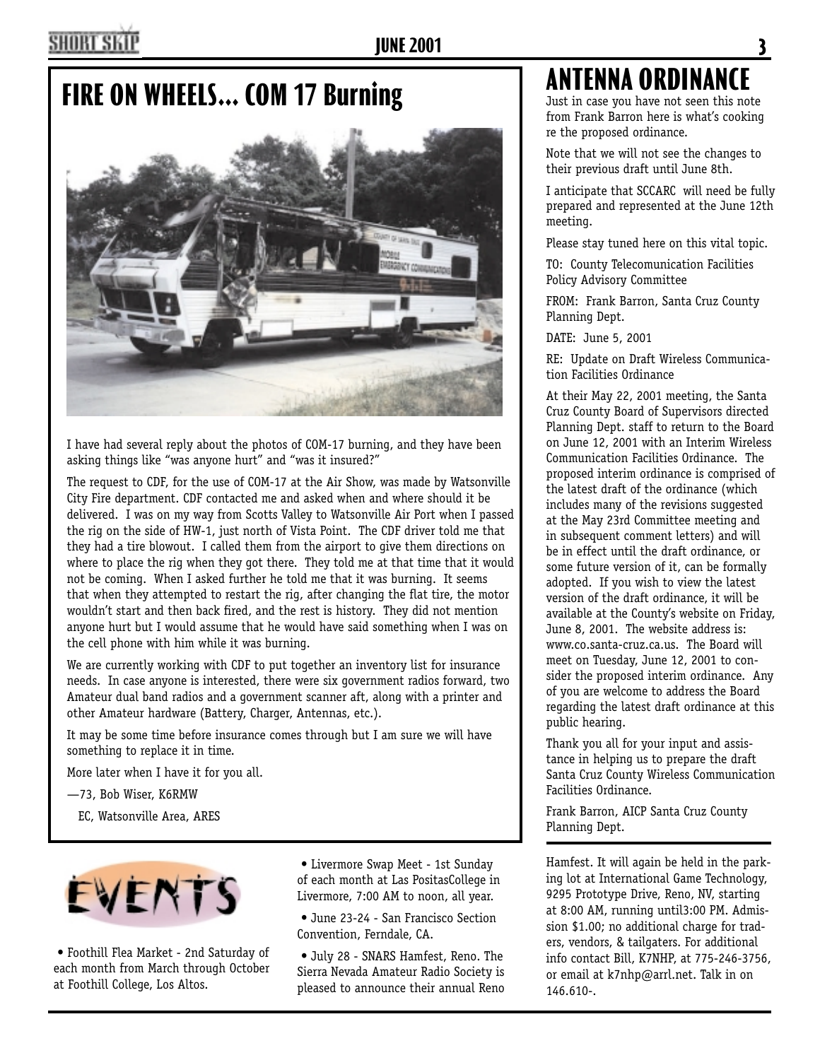# FIRE ON WHEELS... COM 17 Burning

I have had several reply about the photos of COM-17 burning, and they have been asking things like "was anyone hurt" and "was it insured?"

The request to CDF, for the use of COM-17 at the Air Show, was made by Watsonville City Fire department. CDF contacted me and asked when and where should it be delivered. I was on my way from Scotts Valley to Watsonville Air Port when I passed the rig on the side of HW-1, just north of Vista Point. The CDF driver told me that they had a tire blowout. I called them from the airport to give them directions on where to place the rig when they got there. They told me at that time that it would not be coming. When I asked further he told me that it was burning. It seems that when they attempted to restart the rig, after changing the flat tire, the motor wouldn't start and then back fired, and the rest is history. They did not mention anyone hurt but I would assume that he would have said something when I was on the cell phone with him while it was burning.

We are currently working with CDF to put together an inventory list for insurance needs. In case anyone is interested, there were six government radios forward, two Amateur dual band radios and a government scanner aft, along with a printer and other Amateur hardware (Battery, Charger, Antennas, etc.).

It may be some time before insurance comes through but I am sure we will have something to replace it in time.

More later when I have it for you all.

—73, Bob Wiser, K6RMW

EC, Watsonville Area, ARES

# ANTENNA ORDINANCE

Just in case you have not seen this note from Frank Barron here is what's cooking re the proposed ordinance.

Note that we will not see the changes to their previous draft until June 8th.

I anticipate that SCCARC will need be fully prepared and represented at the June 12th meeting.

Please stay tuned here on this vital topic.

TO: County Telecomunication Facilities Policy Advisory Committee

FROM: Frank Barron, Santa Cruz County Planning Dept.

DATE: June 5, 2001

RE: Update on Draft Wireless Communication Facilities Ordinance

At their May 22, 2001 meeting, the Santa Cruz County Board of Supervisors directed Planning Dept. staff to return to the Board on June 12, 2001 with an Interim Wireless Communication Facilities Ordinance. The proposed interim ordinance is comprised of the latest draft of the ordinance (which includes many of the revisions suggested at the May 23rd Committee meeting and in subsequent comment letters) and will be in effect until the draft ordinance, or some future version of it, can be formally adopted. If you wish to view the latest version of the draft ordinance, it will be available at the County's website on Friday, June 8, 2001. The website address is: www.co.santa-cruz.ca.us. The Board will meet on Tuesday, June 12, 2001 to consider the proposed interim ordinance. Any of you are welcome to address the Board regarding the latest draft ordinance at this public hearing.

Thank you all for your input and assistance in helping us to prepare the draft Santa Cruz County Wireless Communication Facilities Ordinance.

Frank Barron, AICP Santa Cruz County Planning Dept.

# EVENTS

- Foothill Flea Market - 2nd Saturday of each month from March through October at Foothill College, Los Altos.
- Livermore Swap Meet - 1st Sunday of each month at Las PositasCollege in Livermore, 7:00 AM to noon, all year.
- June 23-24 - San Francisco Section Convention, Ferndale, CA.
- July 28 - SNARS Hamfest, Reno. The Sierra Nevada Amateur Radio Society is pleased to announce their annual Reno Hamfest. It will again be held in the parking lot at International Game Technology, 9295 Prototype Drive, Reno, NV, starting at 8:00 AM, running until3:00 PM. Admission $1.00; no additional charge for traders, vendors, & tailgaters. For additional info contact Bill, K7NHP, at 775-246-3756, or email at k7nhp@arrl.net. Talk in on 146.610-.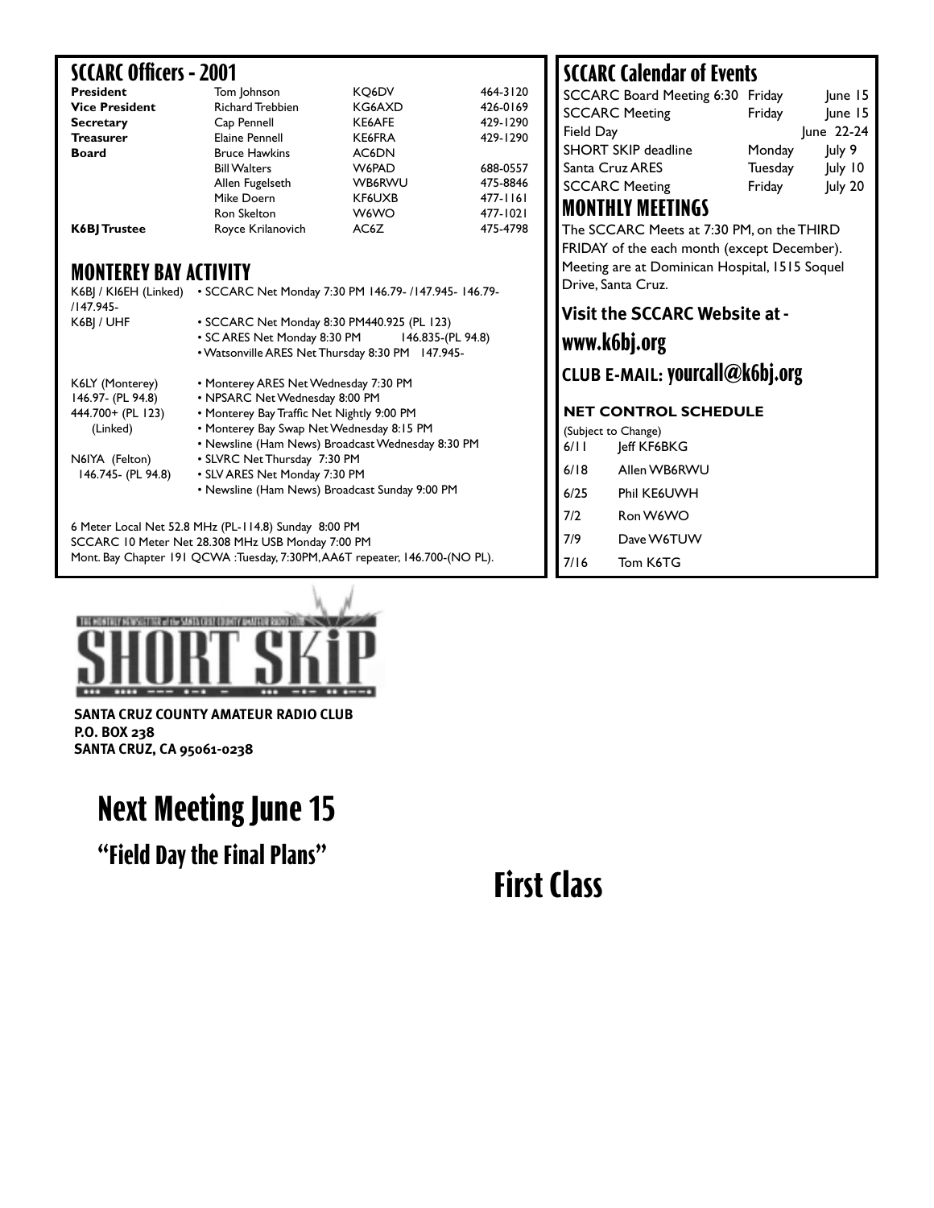## SCCARC Officers - 2001

| | | | |
|---|---|---|---|
| **President** | Tom Johnson | KQ6DV | 464-3120 |
| **Vice President** | Richard Trebbien | KG6AXD | 426-0169 |
| **Secretary** | Cap Pennell | KE6AFE | 429-1290 |
| **Treasurer** | Elaine Pennell | KE6FRA | 429-1290 |
| **Board** | Bruce Hawkins | AC6DN | |
| | Bill Walters | W6PAD | 688-0557 |
| | Allen Fugelseth | WB6RWU | 475-8846 |
| | Mike Doern | KF6UXB | 477-1161 |
| | Ron Skelton | W6WO | 477-1021 |
| **K6BJ Trustee** | Royce Krilanovich | AC6Z | 475-4798 |

## MONTEREY BAY ACTIVITY

K6BJ / KI6EH (Linked) /147.945-
- SCCARC Net Monday 7:30 PM 146.79- /147.945- 146.79-

K6BJ / UHF
- SCCARC Net Monday 8:30 PM440.925 (PL 123)
- SC ARES Net Monday 8:30 PM 146.835-(PL 94.8)
- Watsonville ARES Net Thursday 8:30 PM 147.945-

K6LY (Monterey) 146.97- (PL 94.8) 444.700+ (PL 123) (Linked)
- Monterey ARES Net Wednesday 7:30 PM
- NPSARC Net Wednesday 8:00 PM
- Monterey Bay Traffic Net Nightly 9:00 PM
- Monterey Bay Swap Net Wednesday 8:15 PM
- Newsline (Ham News) Broadcast Wednesday 8:30 PM

N6IYA (Felton) 146.745- (PL 94.8)
- SLVRC Net Thursday 7:30 PM
- SLV ARES Net Monday 7:30 PM
- Newsline (Ham News) Broadcast Sunday 9:00 PM

6 Meter Local Net 52.8 MHz (PL-114.8) Sunday 8:00 PM
SCCARC 10 Meter Net 28.308 MHz USB Monday 7:00 PM
Mont. Bay Chapter 191 QCWA :Tuesday, 7:30PM, AA6T repeater, 146.700-(NO PL).

## SCCARC Calendar of Events

| | | |
|---|---|---|
| SCCARC Board Meeting 6:30 | Friday | June 15 |
| SCCARC Meeting | Friday | June 15 |
| Field Day | | June 22-24 |
| SHORT SKIP deadline | Monday | July 9 |
| Santa Cruz ARES | Tuesday | July 10 |
| SCCARC Meeting | Friday | July 20 |

## MONTHLY MEETINGS

The SCCARC Meets at 7:30 PM, on the THIRD FRIDAY of the each month (except December). Meeting are at Dominican Hospital, 1515 Soquel Drive, Santa Cruz.

### Visit the SCCARC Website at - www.k6bj.org

### CLUB E-MAIL: yourcall@k6bj.org

**NET CONTROL SCHEDULE**

(Subject to Change)

| | |
|---|---|
| 6/11 | Jeff KF6BKG |
| 6/18 | Allen WB6RWU |
| 6/25 | Phil KE6UWH |
| 7/2 | Ron W6WO |
| 7/9 | Dave W6TUW |
| 7/16 | Tom K6TG |

THE MONTHLY NEWSLETTER of the SANTA CRUZ COUNTY AMATEUR RADIO CLUB

SHORT SKIP

**SANTA CRUZ COUNTY AMATEUR RADIO CLUB**
**P.O. BOX 238**
**SANTA CRUZ, CA 95061-0238**

# Next Meeting June 15

## "Field Day the Final Plans"

# First Class